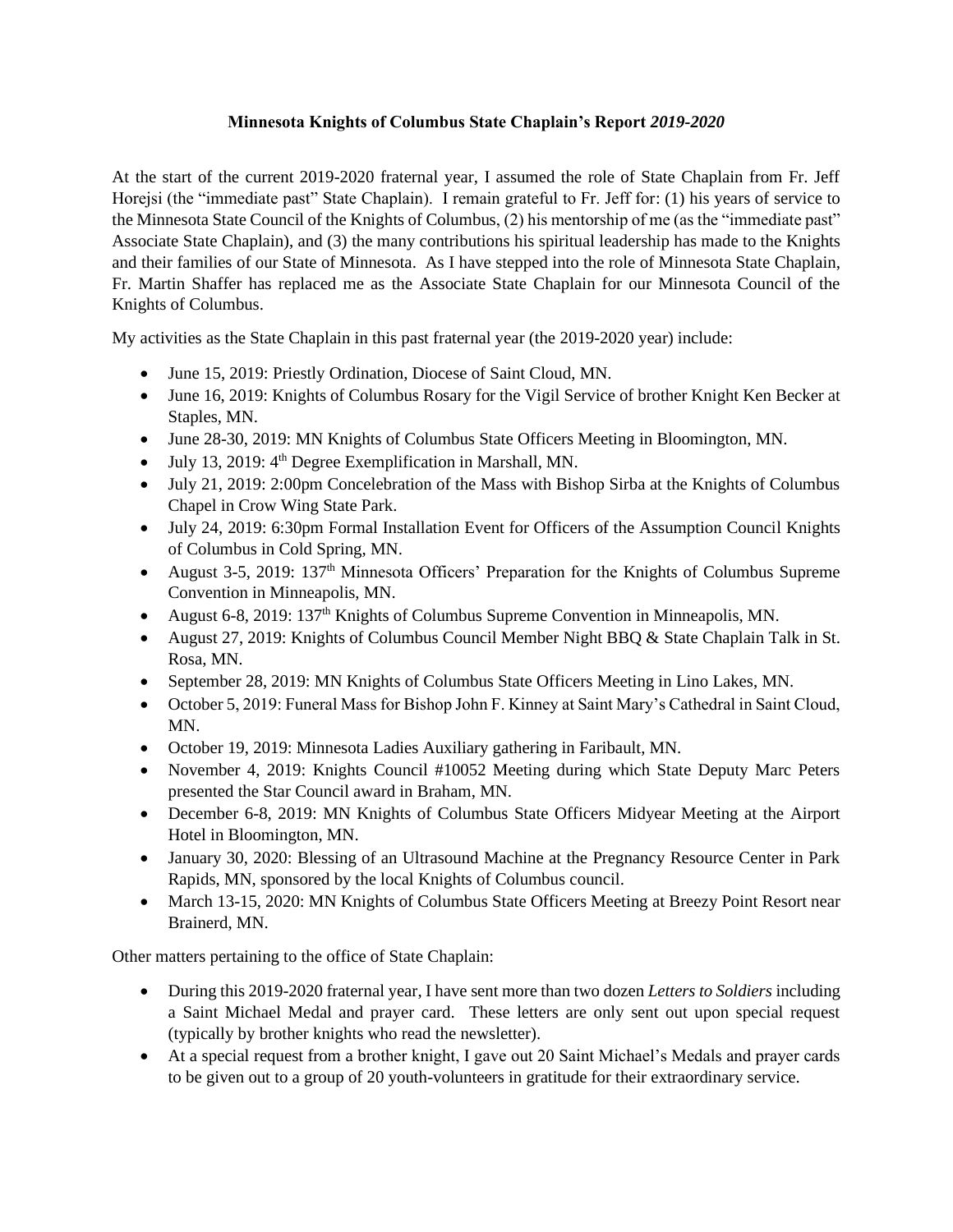# **Minnesota Knights of Columbus State Chaplain's Report *2019-2020***

At the start of the current 2019-2020 fraternal year, I assumed the role of State Chaplain from Fr. Jeff Horejsi (the "immediate past" State Chaplain). I remain grateful to Fr. Jeff for: (1) his years of service to the Minnesota State Council of the Knights of Columbus, (2) his mentorship of me (as the "immediate past" Associate State Chaplain), and (3) the many contributions his spiritual leadership has made to the Knights and their families of our State of Minnesota. As I have stepped into the role of Minnesota State Chaplain, Fr. Martin Shaffer has replaced me as the Associate State Chaplain for our Minnesota Council of the Knights of Columbus.

My activities as the State Chaplain in this past fraternal year (the 2019-2020 year) include:

- June 15, 2019: Priestly Ordination, Diocese of Saint Cloud, MN.
- June 16, 2019: Knights of Columbus Rosary for the Vigil Service of brother Knight Ken Becker at Staples, MN.
- June 28-30, 2019: MN Knights of Columbus State Officers Meeting in Bloomington, MN.
- July 13, 2019: 4th Degree Exemplification in Marshall, MN.
- July 21, 2019: 2:00pm Concelebration of the Mass with Bishop Sirba at the Knights of Columbus Chapel in Crow Wing State Park.
- July 24, 2019: 6:30pm Formal Installation Event for Officers of the Assumption Council Knights of Columbus in Cold Spring, MN.
- August 3-5, 2019: 137th Minnesota Officers' Preparation for the Knights of Columbus Supreme Convention in Minneapolis, MN.
- August 6-8, 2019: 137th Knights of Columbus Supreme Convention in Minneapolis, MN.
- August 27, 2019: Knights of Columbus Council Member Night BBQ & State Chaplain Talk in St. Rosa, MN.
- September 28, 2019: MN Knights of Columbus State Officers Meeting in Lino Lakes, MN.
- October 5, 2019: Funeral Mass for Bishop John F. Kinney at Saint Mary's Cathedral in Saint Cloud, MN.
- October 19, 2019: Minnesota Ladies Auxiliary gathering in Faribault, MN.
- November 4, 2019: Knights Council #10052 Meeting during which State Deputy Marc Peters presented the Star Council award in Braham, MN.
- December 6-8, 2019: MN Knights of Columbus State Officers Midyear Meeting at the Airport Hotel in Bloomington, MN.
- January 30, 2020: Blessing of an Ultrasound Machine at the Pregnancy Resource Center in Park Rapids, MN, sponsored by the local Knights of Columbus council.
- March 13-15, 2020: MN Knights of Columbus State Officers Meeting at Breezy Point Resort near Brainerd, MN.

Other matters pertaining to the office of State Chaplain:

- During this 2019-2020 fraternal year, I have sent more than two dozen *Letters to Soldiers* including a Saint Michael Medal and prayer card. These letters are only sent out upon special request (typically by brother knights who read the newsletter).
- At a special request from a brother knight, I gave out 20 Saint Michael's Medals and prayer cards to be given out to a group of 20 youth-volunteers in gratitude for their extraordinary service.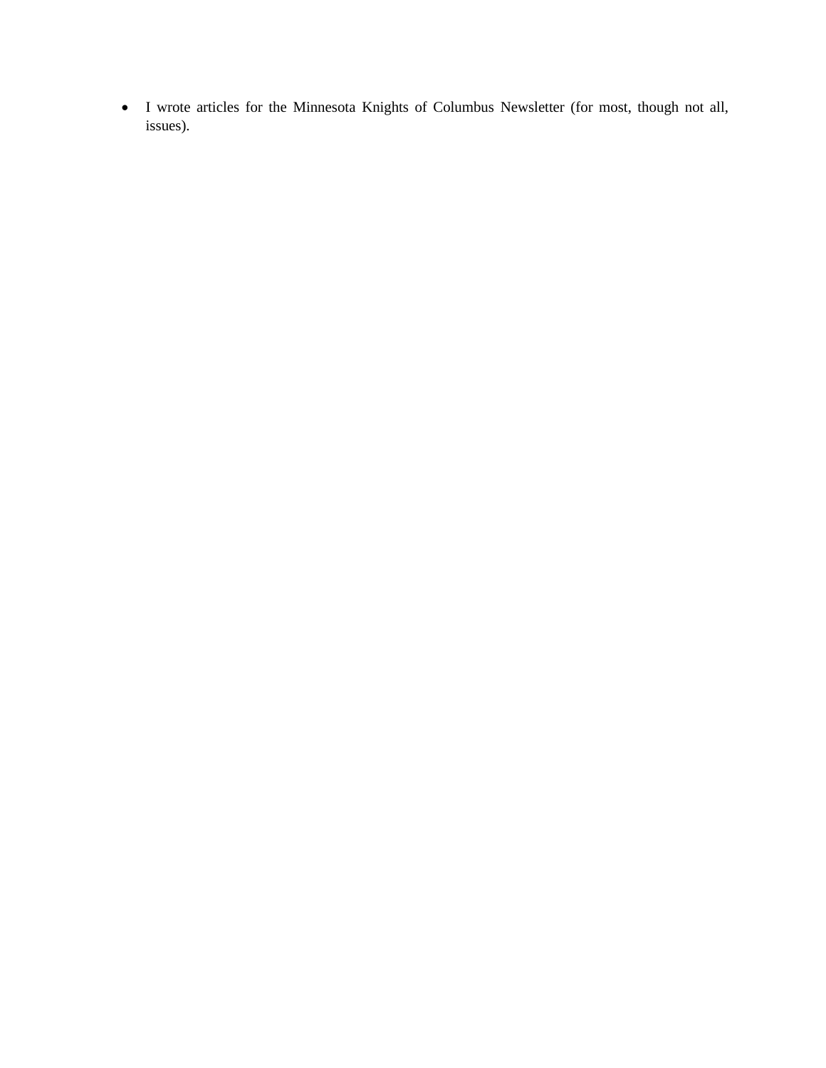- I wrote articles for the Minnesota Knights of Columbus Newsletter (for most, though not all, issues).